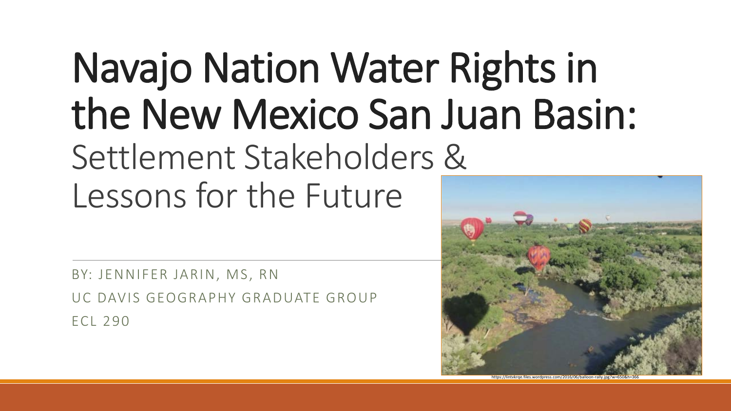# Navajo Nation Water Rights in the New Mexico San Juan Basin:

## Settlement Stakeholders & Lessons for the Future

BY: JENNIFER JARIN, MS, RN

UC DAVIS GEOGRAPHY GRADUATE GROUP

ECL 290

https://lintvkrqe.files.wordpress.com/2016/06/balloon-rally.jpg?w=650&h=366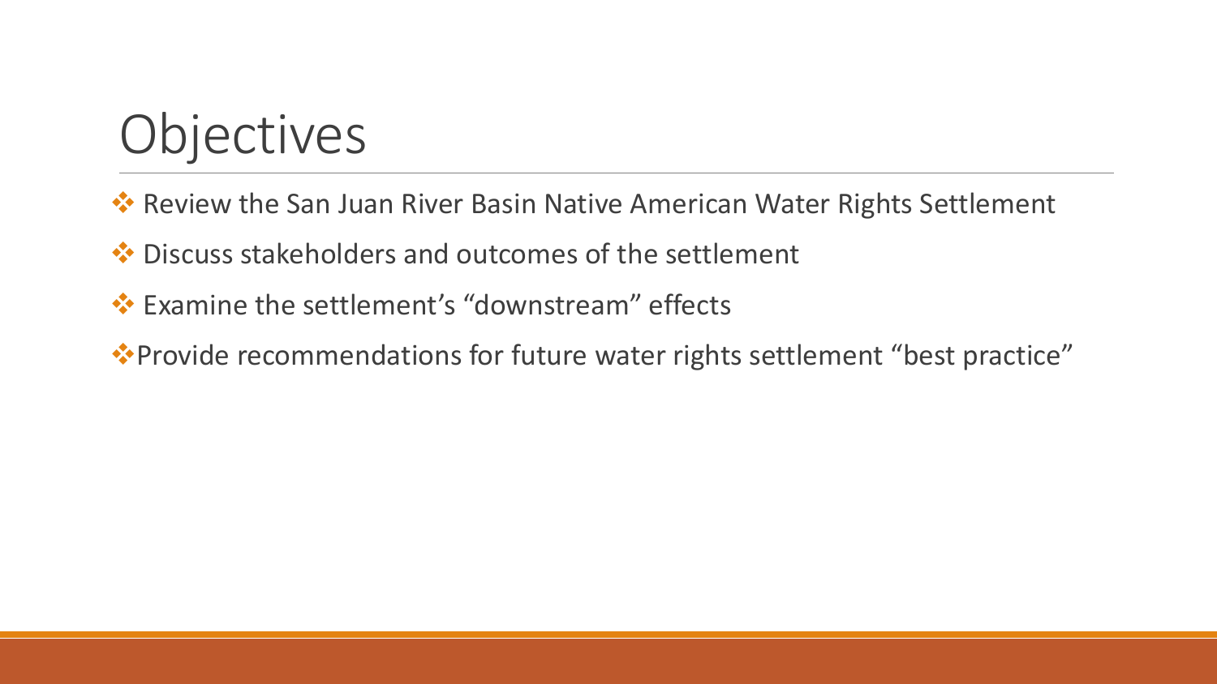# Objectives

- Review the San Juan River Basin Native American Water Rights Settlement
- Discuss stakeholders and outcomes of the settlement
- Examine the settlement's "downstream" effects
- Provide recommendations for future water rights settlement "best practice"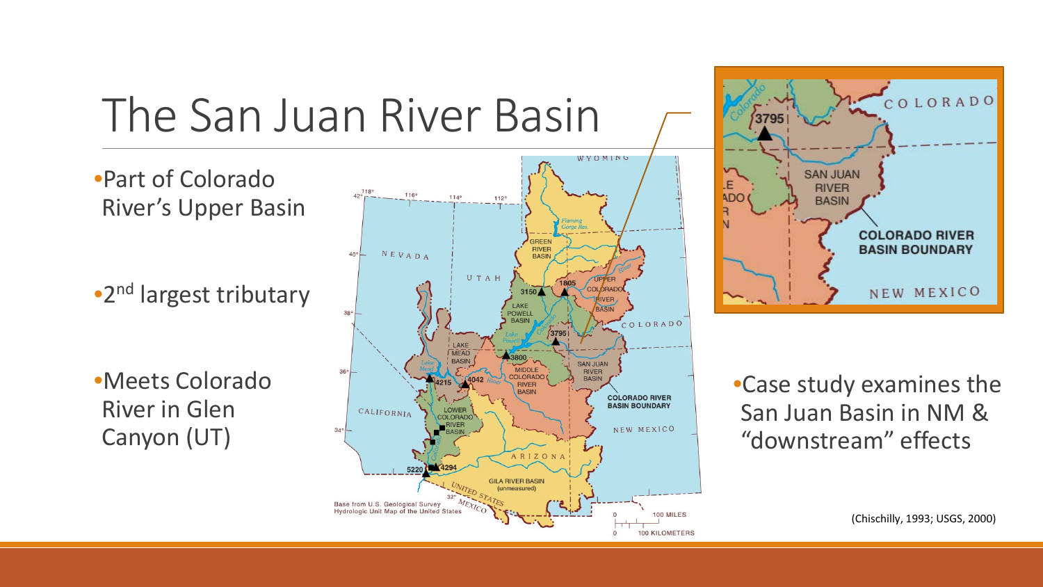# The San Juan River Basin

- Part of Colorado River's Upper Basin
- 2nd largest tributary
- Meets Colorado River in Glen Canyon (UT)

- Case study examines the San Juan Basin in NM & "downstream" effects

(Chischilly, 1993; USGS, 2000)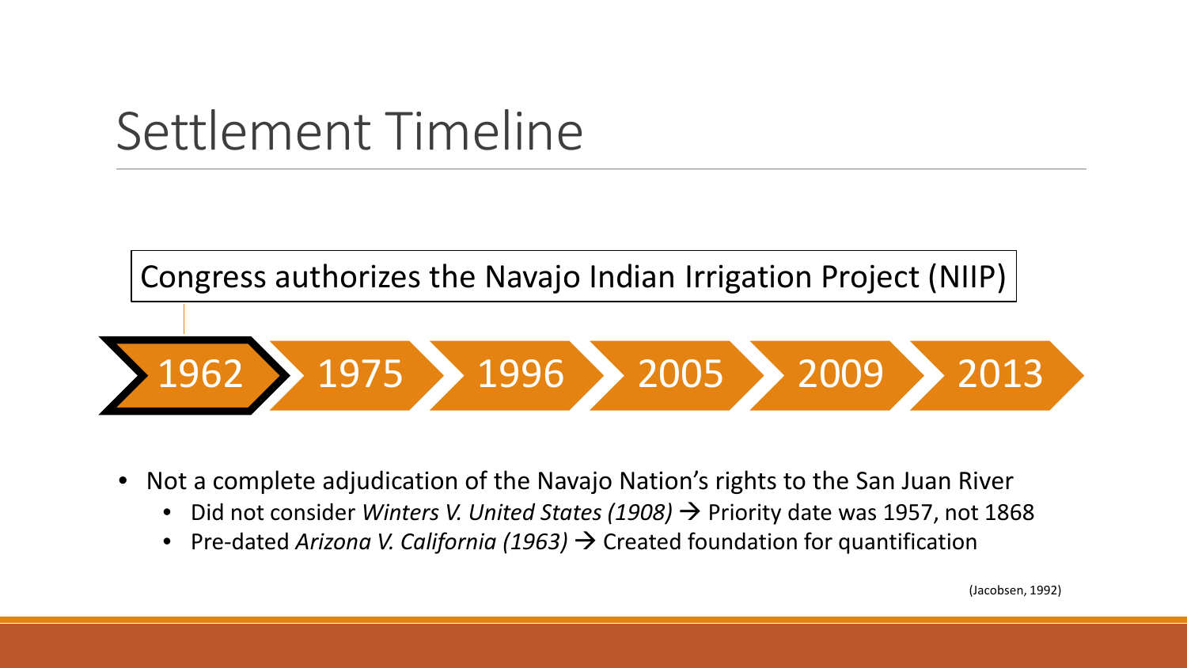# Settlement Timeline

Congress authorizes the Navajo Indian Irrigation Project (NIIP)

**1962** → 1975 → 1996 → 2005 → 2009 → 2013

- Not a complete adjudication of the Navajo Nation's rights to the San Juan River
  - Did not consider *Winters V. United States (1908)* → Priority date was 1957, not 1868
  - Pre-dated *Arizona V. California (1963)* → Created foundation for quantification

(Jacobsen, 1992)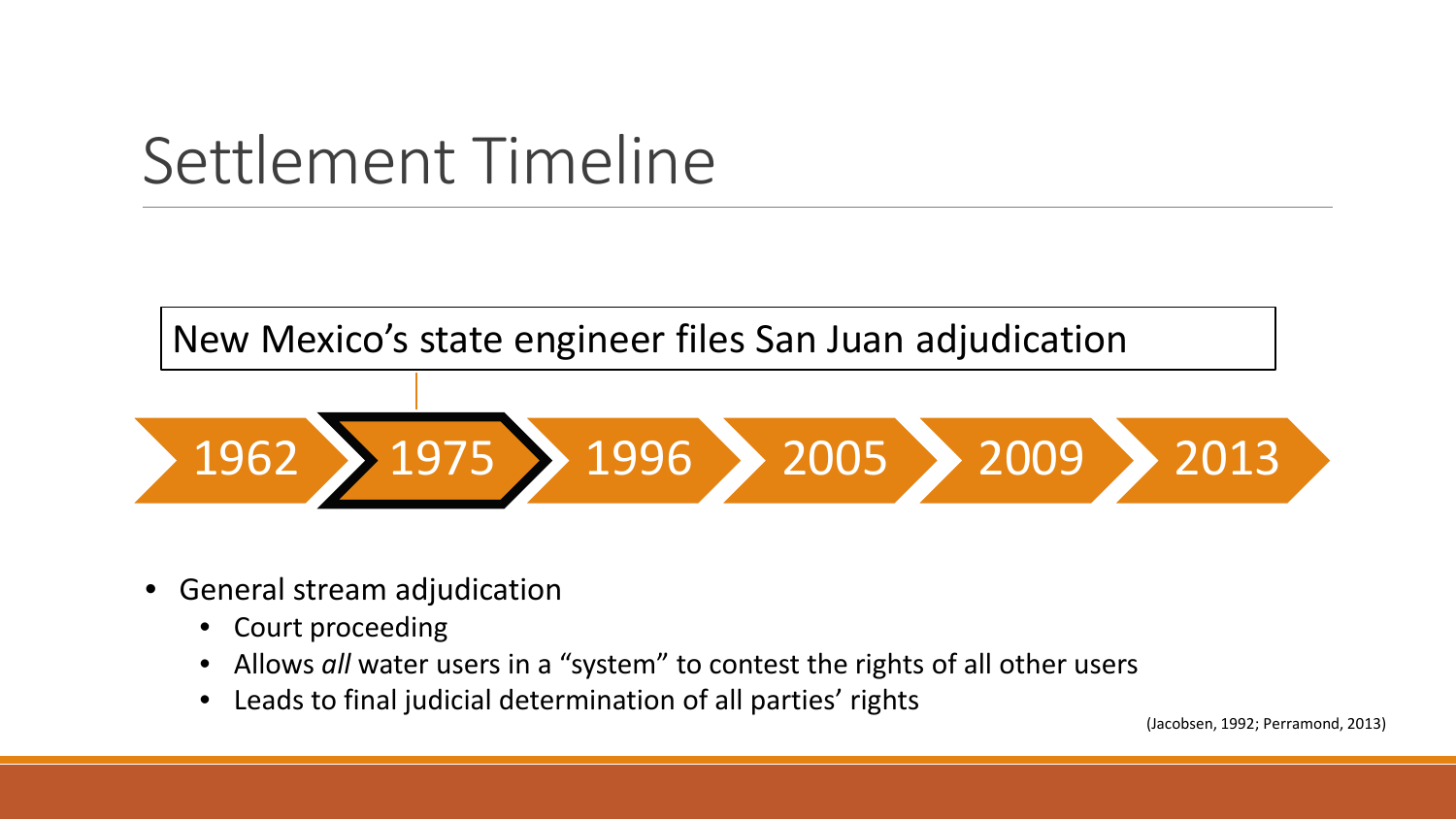# Settlement Timeline

New Mexico's state engineer files San Juan adjudication

1962 → **1975** → 1996 → 2005 → 2009 → 2013

- General stream adjudication
  - Court proceeding
  - Allows *all* water users in a "system" to contest the rights of all other users
  - Leads to final judicial determination of all parties' rights

(Jacobsen, 1992; Perramond, 2013)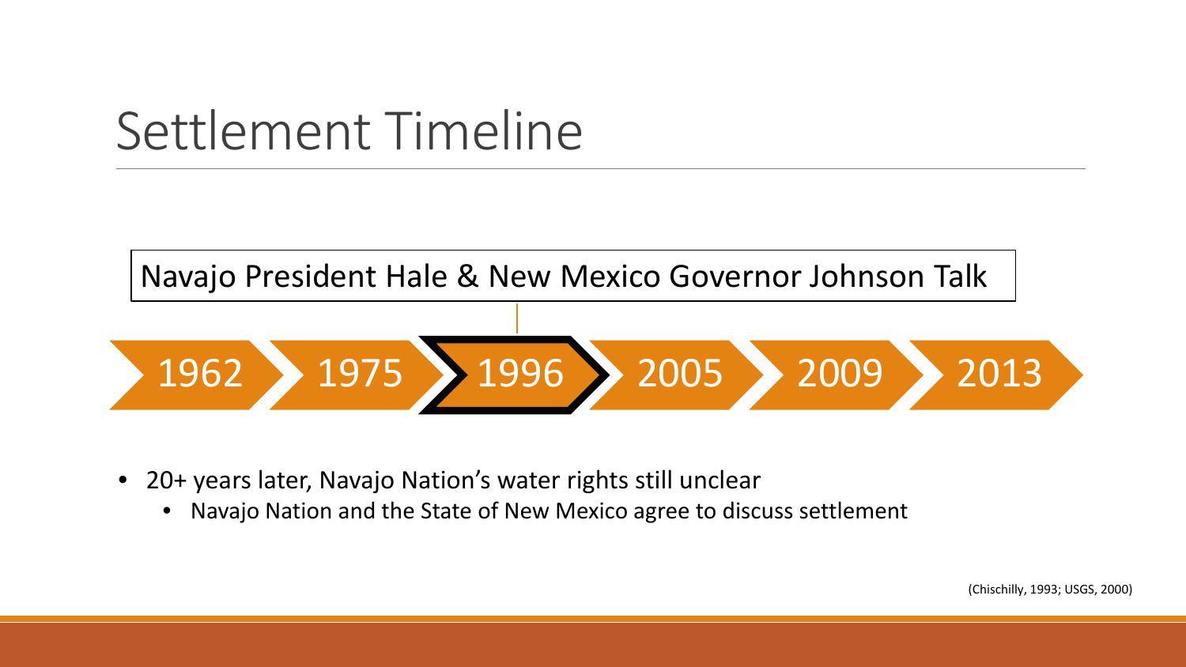# Settlement Timeline

Navajo President Hale & New Mexico Governor Johnson Talk

1962 → 1975 → **1996** → 2005 → 2009 → 2013

- 20+ years later, Navajo Nation's water rights still unclear
  - Navajo Nation and the State of New Mexico agree to discuss settlement

(Chischilly, 1993; USGS, 2000)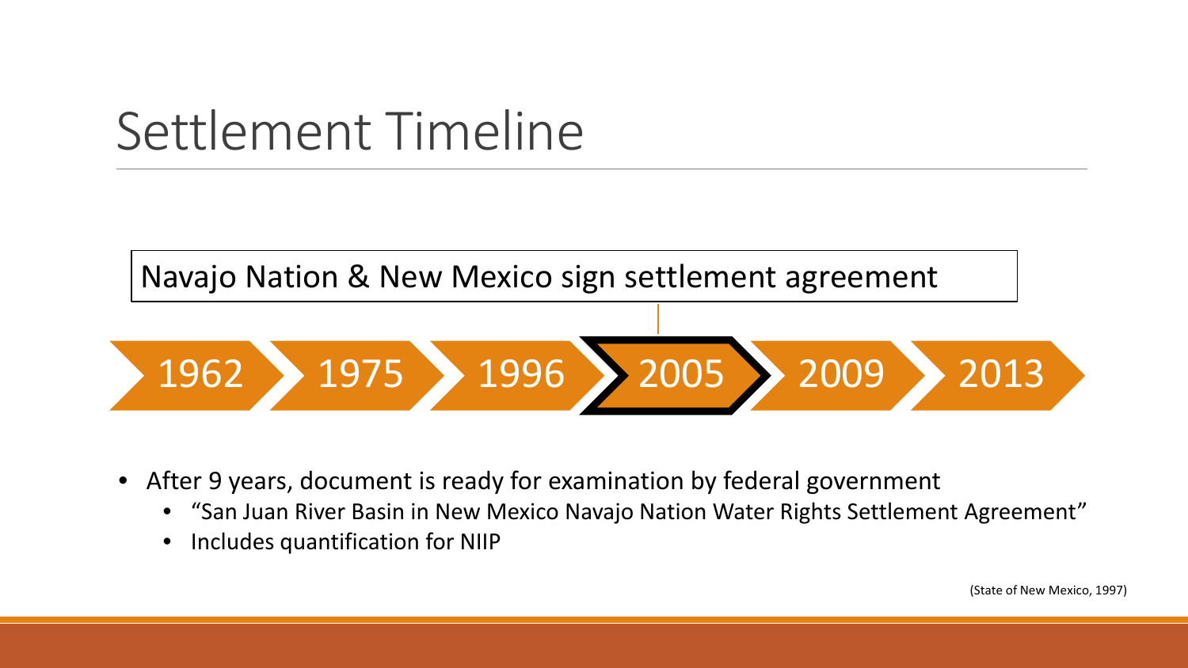# Settlement Timeline

Navajo Nation & New Mexico sign settlement agreement

1962 › 1975 › 1996 › **2005** › 2009 › 2013

- After 9 years, document is ready for examination by federal government
  - "San Juan River Basin in New Mexico Navajo Nation Water Rights Settlement Agreement"
  - Includes quantification for NIIP

(State of New Mexico, 1997)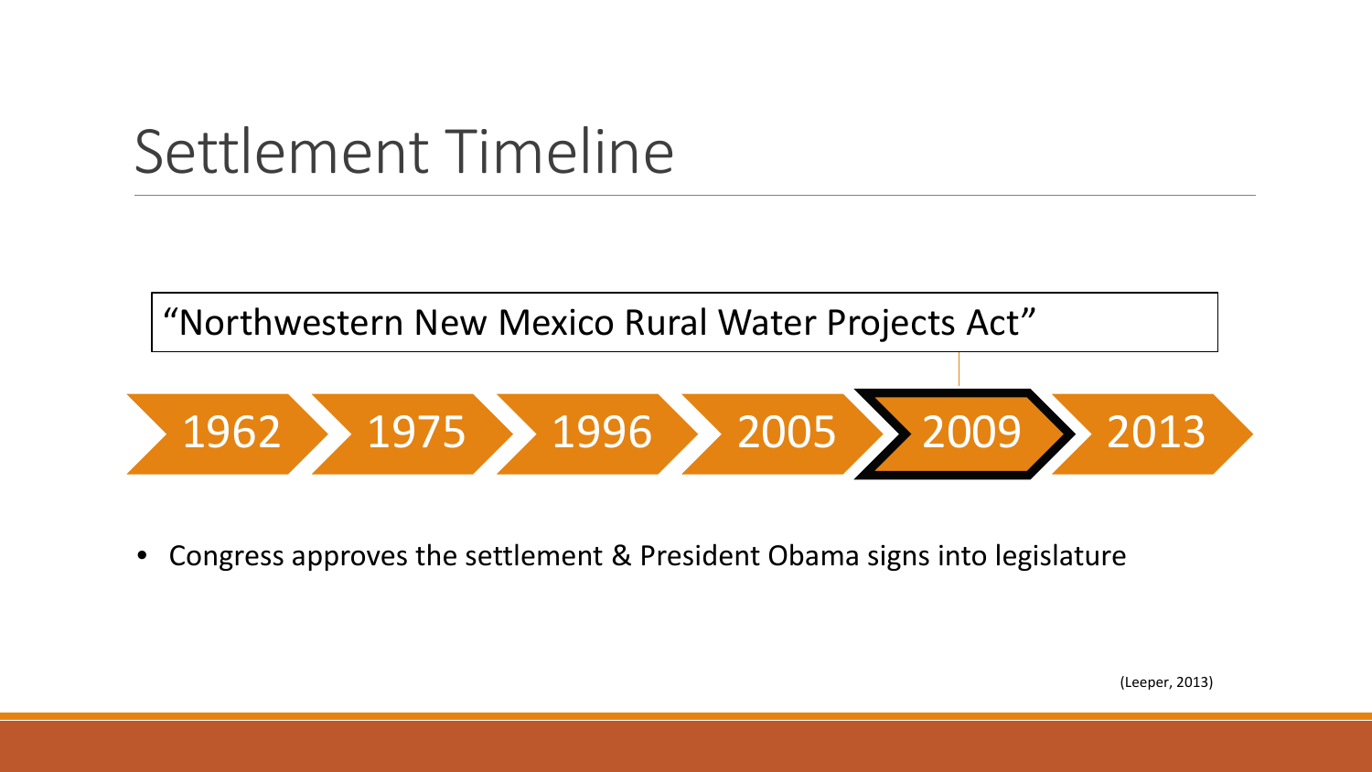# Settlement Timeline

"Northwestern New Mexico Rural Water Projects Act"

1962 → 1975 → 1996 → 2005 → **2009** → 2013

- Congress approves the settlement & President Obama signs into legislature

(Leeper, 2013)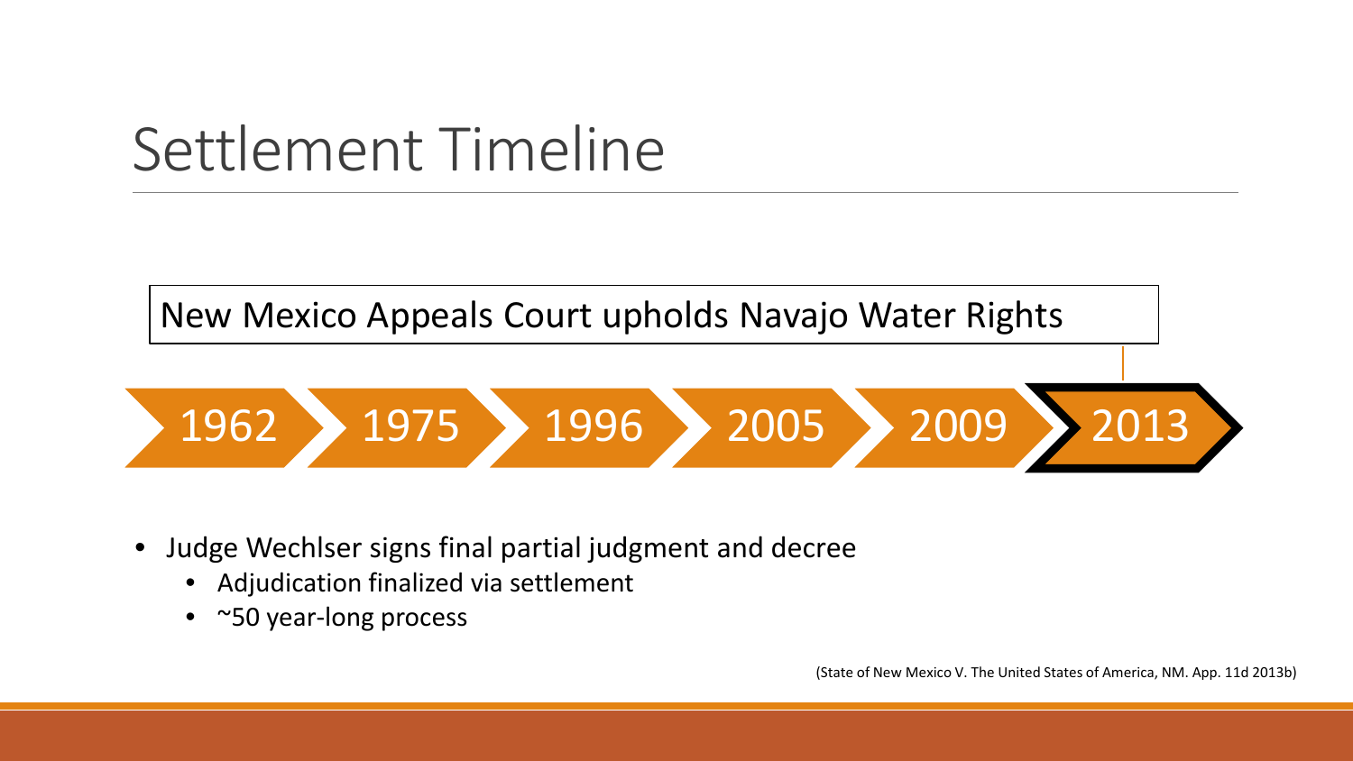# Settlement Timeline

New Mexico Appeals Court upholds Navajo Water Rights

1962 → 1975 → 1996 → 2005 → 2009 → **2013**

- Judge Wechlser signs final partial judgment and decree
  - Adjudication finalized via settlement
  - ~50 year-long process

(State of New Mexico V. The United States of America, NM. App. 11d 2013b)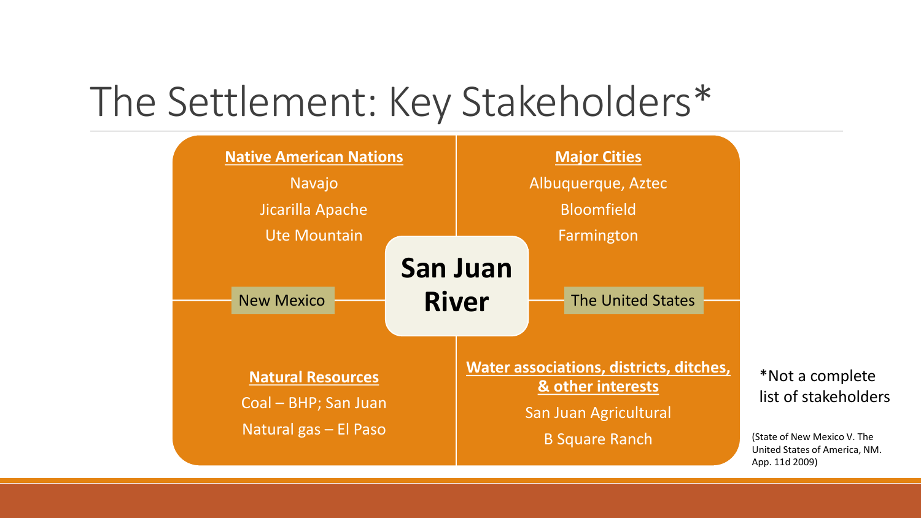# The Settlement: Key Stakeholders*

**San Juan River**

### Native American Nations

Navajo

Jicarilla Apache

Ute Mountain

### Major Cities

Albuquerque, Aztec

Bloomfield

Farmington

New Mexico

The United States

### Natural Resources

Coal – BHP; San Juan

Natural gas – El Paso

### Water associations, districts, ditches, & other interests

San Juan Agricultural

B Square Ranch

*Not a complete list of stakeholders

(State of New Mexico V. The United States of America, NM. App. 11d 2009)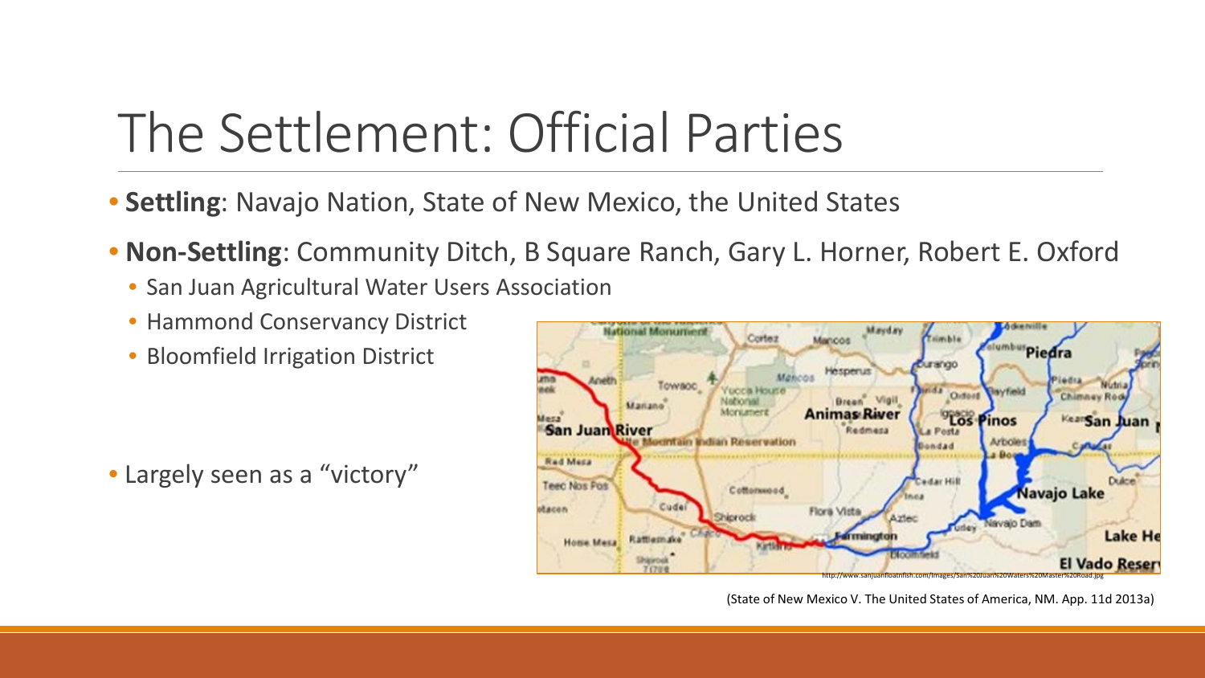# The Settlement: Official Parties

- **Settling**: Navajo Nation, State of New Mexico, the United States
- **Non-Settling**: Community Ditch, B Square Ranch, Gary L. Horner, Robert E. Oxford
  - San Juan Agricultural Water Users Association
  - Hammond Conservancy District
  - Bloomfield Irrigation District
- Largely seen as a "victory"

http://www.sanjuanfloatnfish.com/images/San%20Juan%20Waters%20Master%20Road.jpg

(State of New Mexico V. The United States of America, NM. App. 11d 2013a)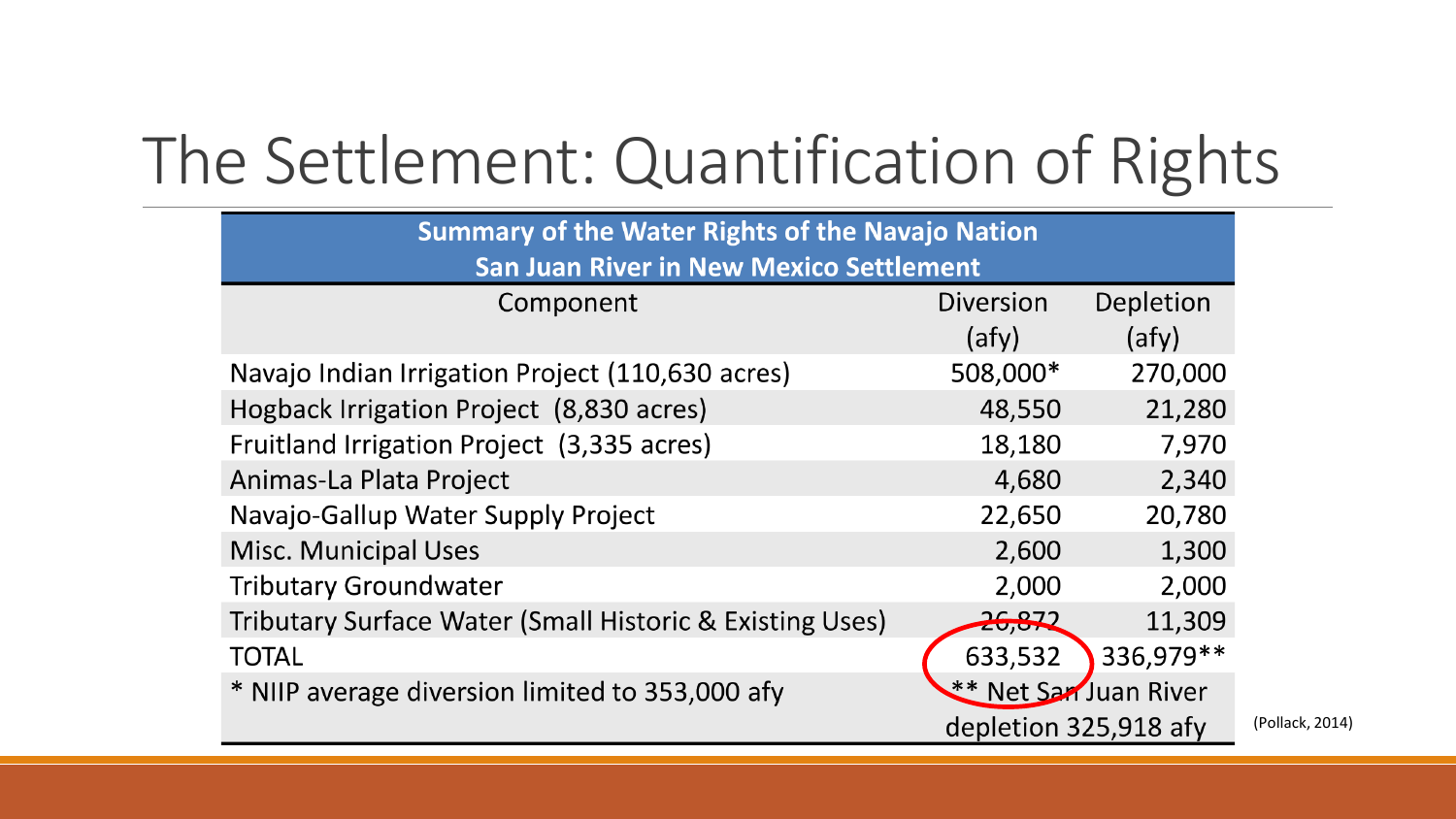# The Settlement: Quantification of Rights

| Summary of the Water Rights of the Navajo Nation San Juan River in New Mexico Settlement | | |
|---|---|---|
| Component | Diversion (afy) | Depletion (afy) |
| Navajo Indian Irrigation Project (110,630 acres) | 508,000* | 270,000 |
| Hogback Irrigation Project (8,830 acres) | 48,550 | 21,280 |
| Fruitland Irrigation Project (3,335 acres) | 18,180 | 7,970 |
| Animas-La Plata Project | 4,680 | 2,340 |
| Navajo-Gallup Water Supply Project | 22,650 | 20,780 |
| Misc. Municipal Uses | 2,600 | 1,300 |
| Tributary Groundwater | 2,000 | 2,000 |
| Tributary Surface Water (Small Historic & Existing Uses) | 26,872 | 11,309 |
| TOTAL | 633,532 | 336,979** |
| * NIIP average diversion limited to 353,000 afy | ** Net San Juan River depletion 325,918 afy | |

(Pollack, 2014)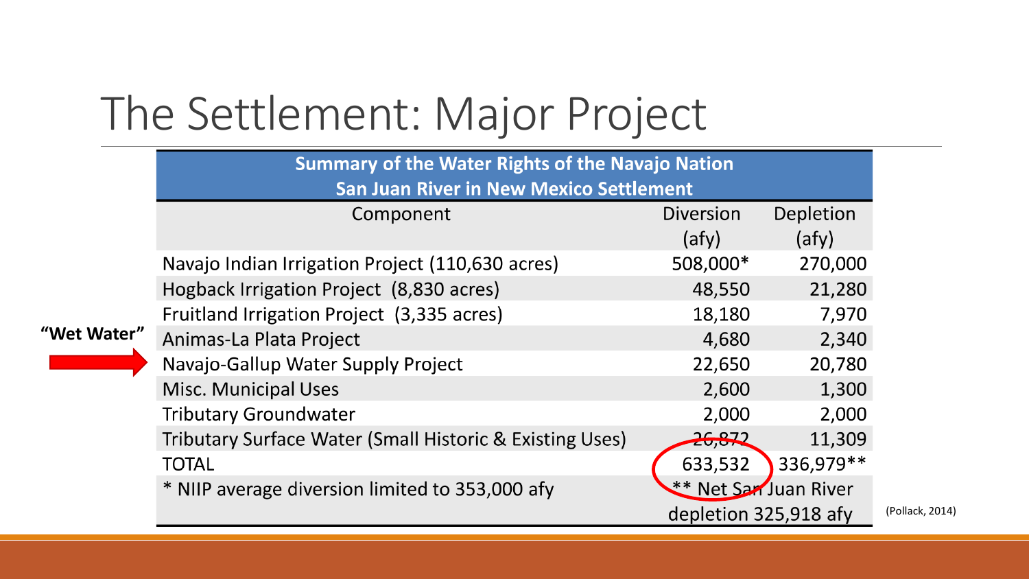# The Settlement: Major Project

| Summary of the Water Rights of the Navajo Nation San Juan River in New Mexico Settlement | | |
|---|---|---|
| Component | Diversion (afy) | Depletion (afy) |
| Navajo Indian Irrigation Project (110,630 acres) | 508,000* | 270,000 |
| Hogback Irrigation Project (8,830 acres) | 48,550 | 21,280 |
| Fruitland Irrigation Project (3,335 acres) | 18,180 | 7,970 |
| Animas-La Plata Project | 4,680 | 2,340 |
| Navajo-Gallup Water Supply Project | 22,650 | 20,780 |
| Misc. Municipal Uses | 2,600 | 1,300 |
| Tributary Groundwater | 2,000 | 2,000 |
| Tributary Surface Water (Small Historic & Existing Uses) | 26,872 | 11,309 |
| TOTAL | 633,532 | 336,979** |
| * NIIP average diversion limited to 353,000 afy | ** Net San Juan River depletion 325,918 afy | |

"Wet Water" → Navajo-Gallup Water Supply Project

(Pollack, 2014)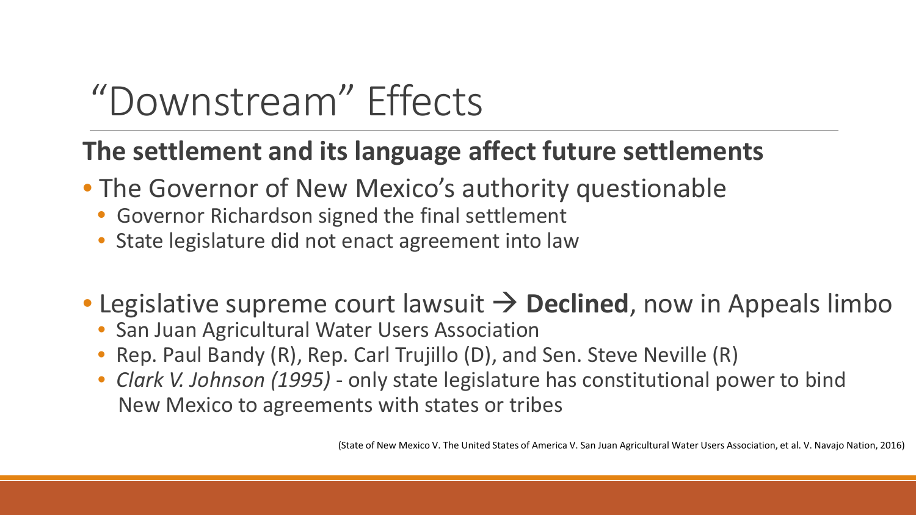# “Downstream” Effects

**The settlement and its language affect future settlements**

- The Governor of New Mexico’s authority questionable
  - Governor Richardson signed the final settlement
  - State legislature did not enact agreement into law

- Legislative supreme court lawsuit → **Declined**, now in Appeals limbo
  - San Juan Agricultural Water Users Association
  - Rep. Paul Bandy (R), Rep. Carl Trujillo (D), and Sen. Steve Neville (R)
  - *Clark V. Johnson (1995)* - only state legislature has constitutional power to bind New Mexico to agreements with states or tribes

(State of New Mexico V. The United States of America V. San Juan Agricultural Water Users Association, et al. V. Navajo Nation, 2016)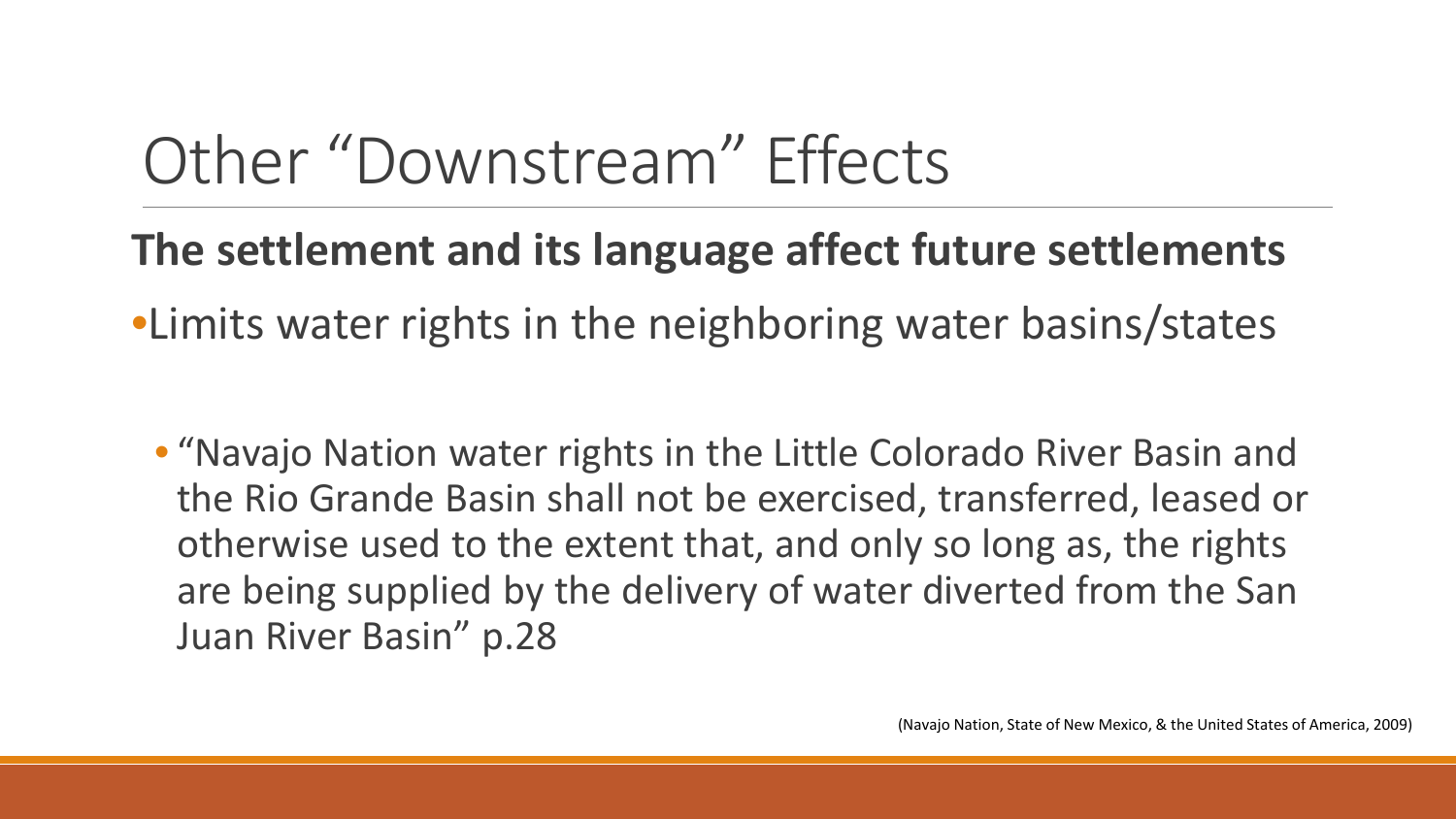# Other "Downstream" Effects

**The settlement and its language affect future settlements**

- Limits water rights in the neighboring water basins/states
  - "Navajo Nation water rights in the Little Colorado River Basin and the Rio Grande Basin shall not be exercised, transferred, leased or otherwise used to the extent that, and only so long as, the rights are being supplied by the delivery of water diverted from the San Juan River Basin" p.28

(Navajo Nation, State of New Mexico, & the United States of America, 2009)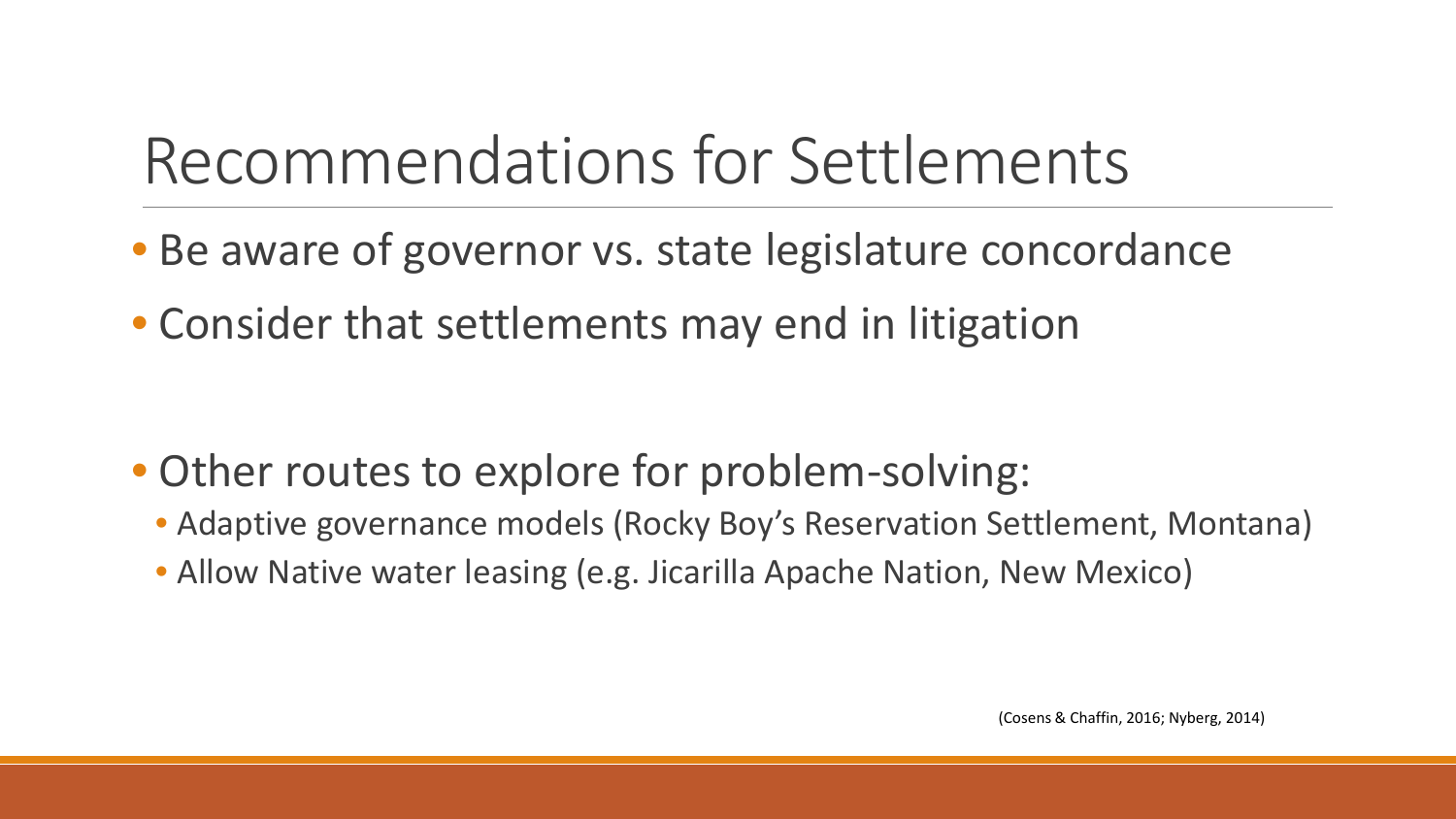# Recommendations for Settlements

- Be aware of governor vs. state legislature concordance
- Consider that settlements may end in litigation

- Other routes to explore for problem-solving:
  - Adaptive governance models (Rocky Boy's Reservation Settlement, Montana)
  - Allow Native water leasing (e.g. Jicarilla Apache Nation, New Mexico)

(Cosens & Chaffin, 2016; Nyberg, 2014)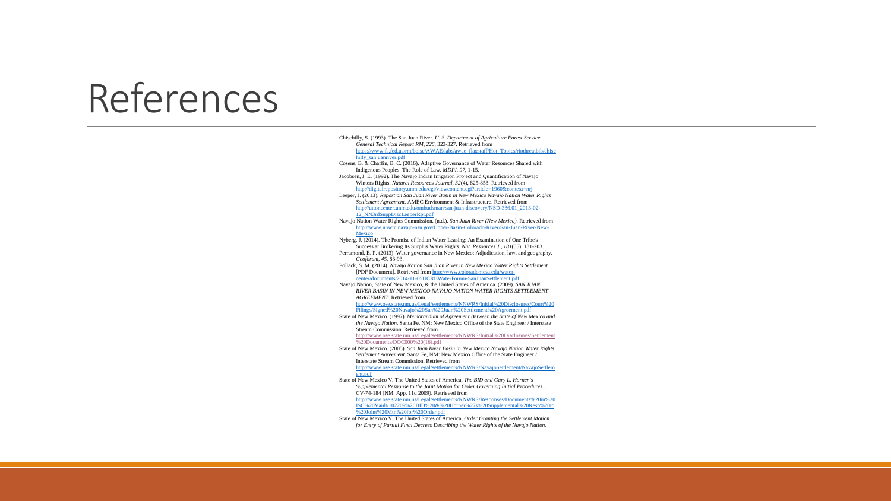# References

Chischilly, S. (1993). The San Juan River. *U. S. Department of Agriculture Forest Service General Technical Report RM, 226*, 323-327. Retrieved from https://www.fs.fed.us/rm/boise/AWAE/labs/awae_flagstaff/Hot_Topics/ripthreatbib/chischilly_sanjuanriver.pdf

Cosens, B. & Chaffin, B. C. (2016). Adaptive Governance of Water Resources Shared with Indigenous Peoples: The Role of Law. *MDPI, 97*, 1-15.

Jacobsen, J. E. (1992). The Navajo Indian Irrigation Project and Quantification of Navajo Winters Rights. *Natural Resources Journal, 32*(4), 825-853. Retrieved from http://digitalrepository.unm.edu/cgi/viewcontent.cgi?article=1960&context=nrj

Leeper, J. (2013). *Report on San Juan River Basin in New Mexico Navajo Nation Water Rights Settlement Agreement.* AMEC Environment & Infrastructure. Retrieved from http://uttoncenter.unm.edu/ombudsman/san-juan-discovery/NSD-336.01_2013-02-12_NN3rdSuppDiscLeeperRpt.pdf

Navajo Nation Water Rights Commission. (n.d.). *San Juan River (New Mexico).* Retrieved from http://www.nnwrc.navajo-nsn.gov/Upper-Basin-Colorado-River/San-Juan-River-New-Mexico

Nyberg, J. (2014). The Promise of Indian Water Leasing: An Examination of One Tribe's Success at Brokering Its Surplus Water Rights. *Nat. Resources J., 181*(55), 181-203.

Perramond, E. P. (2013). Water governance in New Mexico: Adjudication, law, and geography. *Geoforum, 45*, 83-93.

Pollack, S. M. (2014). *Navajo Nation San Juan River in New Mexico Water Rights Settlement* [PDF Document]. Retrieved from http://www.coloradomesa.edu/water-center/documents/2014-11-05UCRBWaterForum-SanJuanSettlement.pdf

Navajo Nation, State of New Mexico, & the United States of America. (2009). *SAN JUAN RIVER BASIN IN NEW MEXICO NAVAJO NATION WATER RIGHTS SETTLEMENT AGREEMENT*. Retrieved from http://www.ose.state.nm.us/Legal/settlements/NNWRS/Initial%20Disclosures/Court%20Filings/Signed%20Navajo%20San%20Juan%20Settlement%20Agreement.pdf

State of New Mexico. (1997). *Memorandum of Agreement Between the State of New Mexico and the Navajo Nation*. Santa Fe, NM: New Mexico Office of the State Engineer / Interstate Stream Commission. Retrieved from http://www.ose.state.nm.us/Legal/settlements/NNWRS/Initial%20Disclosures/Settlement%20Documents/DOC000%20(16).pdf

State of New Mexico. (2005). *San Juan River Basin in New Mexico Navajo Nation Water Rights Settlement Agreement*. Santa Fe, NM: New Mexico Office of the State Engineer / Interstate Stream Commission. Retrieved from http://www.ose.state.nm.us/Legal/settlements/NNWRS/NavajoSettlement/NavajoSettlement.pdf

State of New Mexico V. The United States of America, *The BID and Gary L. Horner's Supplemental Response to the Joint Motion for Order Governing Initial Procedures…*, CV-74-184 (NM. App. 11d 2009). Retrieved from http://www.ose.state.nm.us/Legal/settlements/NNWRS/Responses/Documents%20in%20ISC%20Vault/102209%20BID%20&%20Horner%27s%20Supplemental%20Resp%20to%20Joint%20Mtn%20for%20Order.pdf

State of New Mexico V. The United States of America, *Order Granting the Settlement Motion for Entry of Partial Final Decrees Describing the Water Rights of the Navajo Nation*,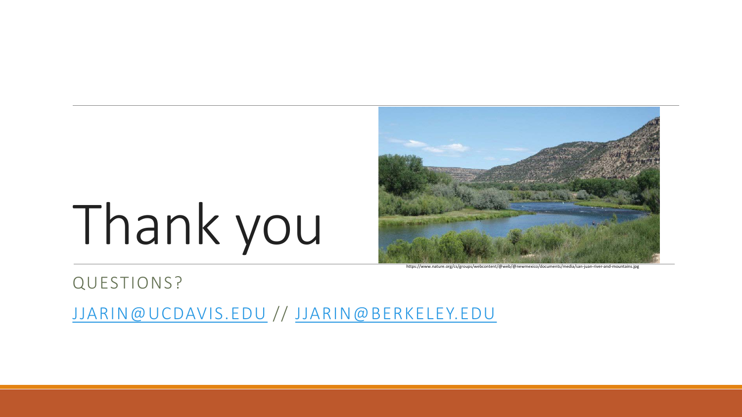# Thank you

https://www.nature.org/cs/groups/webcontent/@web/@newmexico/documents/media/san-juan-river-and-mountains.jpg

QUESTIONS?

JJARIN@UCDAVIS.EDU // JJARIN@BERKELEY.EDU